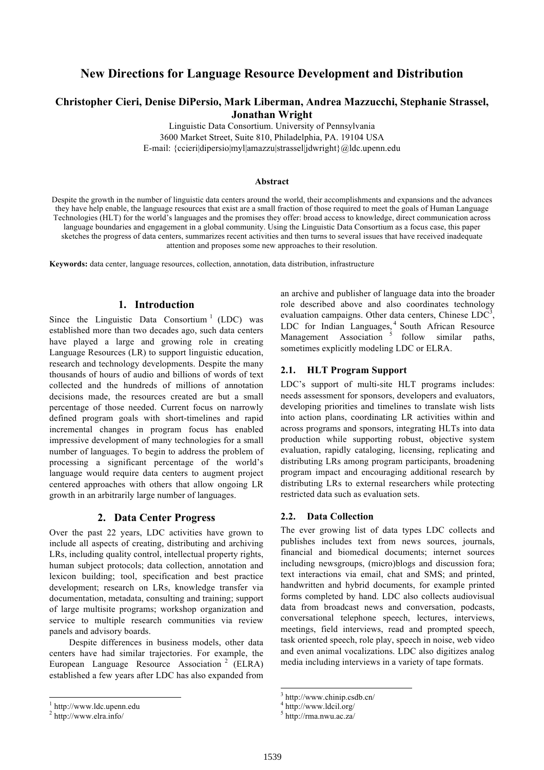# New Directions for Language Resource Development and Distribution

**Christopher Cieri, Denise DiPersio, Mark Liberman, Andrea Mazzucchi, Stephanie Strassel, Jonathan Wright**

Linguistic Data Consortium. University of Pennsylvania
3600 Market Street, Suite 810, Philadelphia, PA. 19104 USA
E-mail: {ccieri|dipersio|myl|amazzu|strassel|jdwright}@ldc.upenn.edu

### Abstract

Despite the growth in the number of linguistic data centers around the world, their accomplishments and expansions and the advances they have help enable, the language resources that exist are a small fraction of those required to meet the goals of Human Language Technologies (HLT) for the world's languages and the promises they offer: broad access to knowledge, direct communication across language boundaries and engagement in a global community. Using the Linguistic Data Consortium as a focus case, this paper sketches the progress of data centers, summarizes recent activities and then turns to several issues that have received inadequate attention and proposes some new approaches to their resolution.

**Keywords:** data center, language resources, collection, annotation, data distribution, infrastructure

## 1. Introduction

Since the Linguistic Data Consortium [1] (LDC) was established more than two decades ago, such data centers have played a large and growing role in creating Language Resources (LR) to support linguistic education, research and technology developments. Despite the many thousands of hours of audio and billions of words of text collected and the hundreds of millions of annotation decisions made, the resources created are but a small percentage of those needed. Current focus on narrowly defined program goals with short-timelines and rapid incremental changes in program focus has enabled impressive development of many technologies for a small number of languages. To begin to address the problem of processing a significant percentage of the world's language would require data centers to augment project centered approaches with others that allow ongoing LR growth in an arbitrarily large number of languages.

## 2. Data Center Progress

Over the past 22 years, LDC activities have grown to include all aspects of creating, distributing and archiving LRs, including quality control, intellectual property rights, human subject protocols; data collection, annotation and lexicon building; tool, specification and best practice development; research on LRs, knowledge transfer via documentation, metadata, consulting and training; support of large multisite programs; workshop organization and service to multiple research communities via review panels and advisory boards.

Despite differences in business models, other data centers have had similar trajectories. For example, the European Language Resource Association [2] (ELRA) established a few years after LDC has also expanded from an archive and publisher of language data into the broader role described above and also coordinates technology evaluation campaigns. Other data centers, Chinese LDC[3], LDC for Indian Languages,[4] South African Resource Management Association [5] follow similar paths, sometimes explicitly modeling LDC or ELRA.

### 2.1. HLT Program Support

LDC's support of multi-site HLT programs includes: needs assessment for sponsors, developers and evaluators, developing priorities and timelines to translate wish lists into action plans, coordinating LR activities within and across programs and sponsors, integrating HLTs into data production while supporting robust, objective system evaluation, rapidly cataloging, licensing, replicating and distributing LRs among program participants, broadening program impact and encouraging additional research by distributing LRs to external researchers while protecting restricted data such as evaluation sets.

### 2.2. Data Collection

The ever growing list of data types LDC collects and publishes includes text from news sources, journals, financial and biomedical documents; internet sources including newsgroups, (micro)blogs and discussion fora; text interactions via email, chat and SMS; and printed, handwritten and hybrid documents, for example printed forms completed by hand. LDC also collects audiovisual data from broadcast news and conversation, podcasts, conversational telephone speech, lectures, interviews, meetings, field interviews, read and prompted speech, task oriented speech, role play, speech in noise, web video and even animal vocalizations. LDC also digitizes analog media including interviews in a variety of tape formats.

[1] http://www.ldc.upenn.edu
[2] http://www.elra.info/
[3] http://www.chinip.csdb.cn/
[4] http://www.ldcil.org/
[5] http://rma.nwu.ac.za/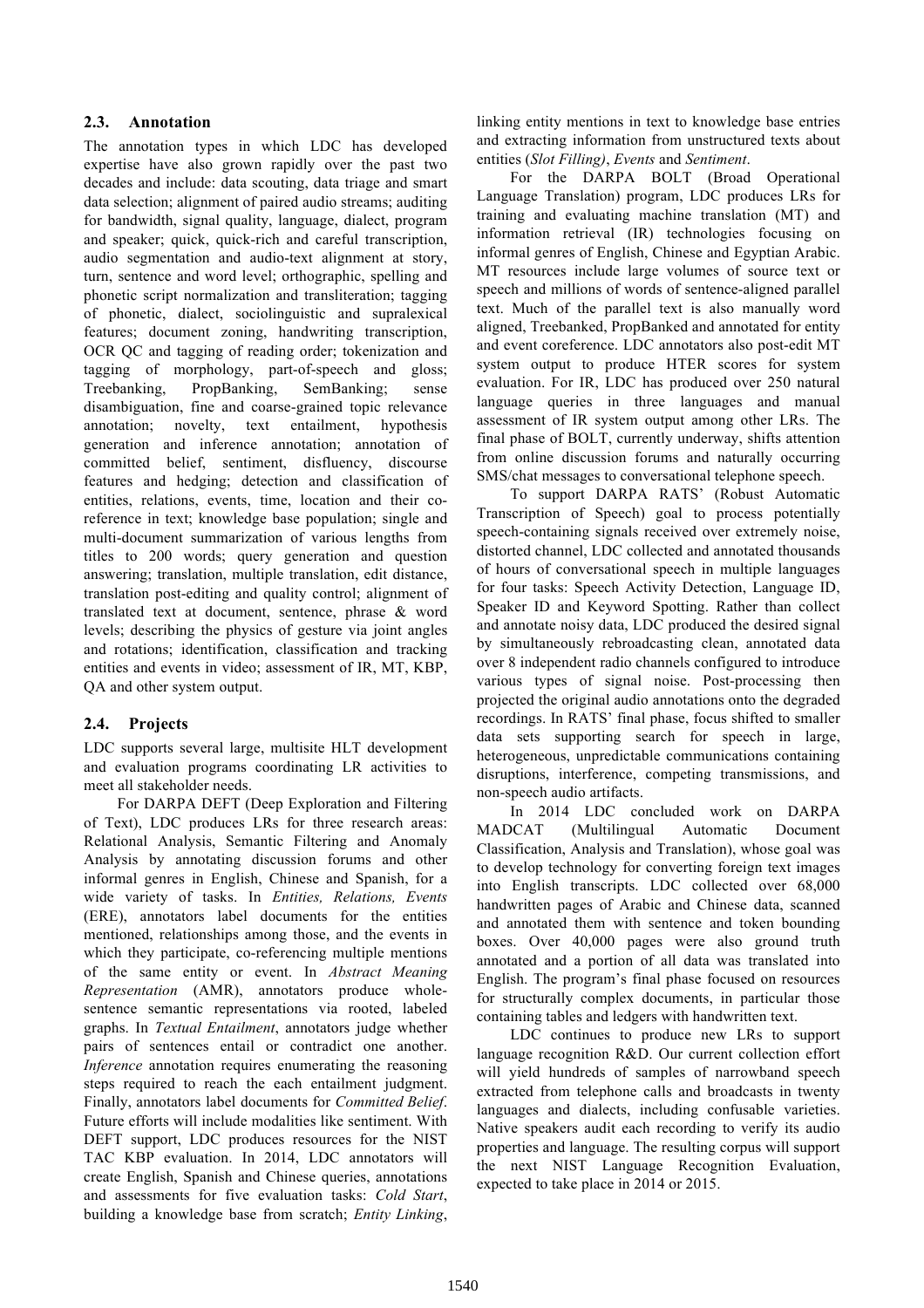### 2.3. Annotation

The annotation types in which LDC has developed expertise have also grown rapidly over the past two decades and include: data scouting, data triage and smart data selection; alignment of paired audio streams; auditing for bandwidth, signal quality, language, dialect, program and speaker; quick, quick-rich and careful transcription, audio segmentation and audio-text alignment at story, turn, sentence and word level; orthographic, spelling and phonetic script normalization and transliteration; tagging of phonetic, dialect, sociolinguistic and supralexical features; document zoning, handwriting transcription, OCR QC and tagging of reading order; tokenization and tagging of morphology, part-of-speech and gloss; Treebanking, PropBanking, SemBanking; sense disambiguation, fine and coarse-grained topic relevance annotation; novelty, text entailment, hypothesis generation and inference annotation; annotation of committed belief, sentiment, disfluency, discourse features and hedging; detection and classification of entities, relations, events, time, location and their co-reference in text; knowledge base population; single and multi-document summarization of various lengths from titles to 200 words; query generation and question answering; translation, multiple translation, edit distance, translation post-editing and quality control; alignment of translated text at document, sentence, phrase & word levels; describing the physics of gesture via joint angles and rotations; identification, classification and tracking entities and events in video; assessment of IR, MT, KBP, QA and other system output.

### 2.4. Projects

LDC supports several large, multisite HLT development and evaluation programs coordinating LR activities to meet all stakeholder needs.

For DARPA DEFT (Deep Exploration and Filtering of Text), LDC produces LRs for three research areas: Relational Analysis, Semantic Filtering and Anomaly Analysis by annotating discussion forums and other informal genres in English, Chinese and Spanish, for a wide variety of tasks. In *Entities, Relations, Events* (ERE), annotators label documents for the entities mentioned, relationships among those, and the events in which they participate, co-referencing multiple mentions of the same entity or event. In *Abstract Meaning Representation* (AMR), annotators produce whole-sentence semantic representations via rooted, labeled graphs. In *Textual Entailment*, annotators judge whether pairs of sentences entail or contradict one another. *Inference* annotation requires enumerating the reasoning steps required to reach the each entailment judgment. Finally, annotators label documents for *Committed Belief*. Future efforts will include modalities like sentiment. With DEFT support, LDC produces resources for the NIST TAC KBP evaluation. In 2014, LDC annotators will create English, Spanish and Chinese queries, annotations and assessments for five evaluation tasks: *Cold Start*, building a knowledge base from scratch; *Entity Linking*, linking entity mentions in text to knowledge base entries and extracting information from unstructured texts about entities (*Slot Filling)*, *Events* and *Sentiment*.

For the DARPA BOLT (Broad Operational Language Translation) program, LDC produces LRs for training and evaluating machine translation (MT) and information retrieval (IR) technologies focusing on informal genres of English, Chinese and Egyptian Arabic. MT resources include large volumes of source text or speech and millions of words of sentence-aligned parallel text. Much of the parallel text is also manually word aligned, Treebanked, PropBanked and annotated for entity and event coreference. LDC annotators also post-edit MT system output to produce HTER scores for system evaluation. For IR, LDC has produced over 250 natural language queries in three languages and manual assessment of IR system output among other LRs. The final phase of BOLT, currently underway, shifts attention from online discussion forums and naturally occurring SMS/chat messages to conversational telephone speech.

To support DARPA RATS' (Robust Automatic Transcription of Speech) goal to process potentially speech-containing signals received over extremely noise, distorted channel, LDC collected and annotated thousands of hours of conversational speech in multiple languages for four tasks: Speech Activity Detection, Language ID, Speaker ID and Keyword Spotting. Rather than collect and annotate noisy data, LDC produced the desired signal by simultaneously rebroadcasting clean, annotated data over 8 independent radio channels configured to introduce various types of signal noise. Post-processing then projected the original audio annotations onto the degraded recordings. In RATS' final phase, focus shifted to smaller data sets supporting search for speech in large, heterogeneous, unpredictable communications containing disruptions, interference, competing transmissions, and non-speech audio artifacts.

In 2014 LDC concluded work on DARPA MADCAT (Multilingual Automatic Document Classification, Analysis and Translation), whose goal was to develop technology for converting foreign text images into English transcripts. LDC collected over 68,000 handwritten pages of Arabic and Chinese data, scanned and annotated them with sentence and token bounding boxes. Over 40,000 pages were also ground truth annotated and a portion of all data was translated into English. The program's final phase focused on resources for structurally complex documents, in particular those containing tables and ledgers with handwritten text.

LDC continues to produce new LRs to support language recognition R&D. Our current collection effort will yield hundreds of samples of narrowband speech extracted from telephone calls and broadcasts in twenty languages and dialects, including confusable varieties. Native speakers audit each recording to verify its audio properties and language. The resulting corpus will support the next NIST Language Recognition Evaluation, expected to take place in 2014 or 2015.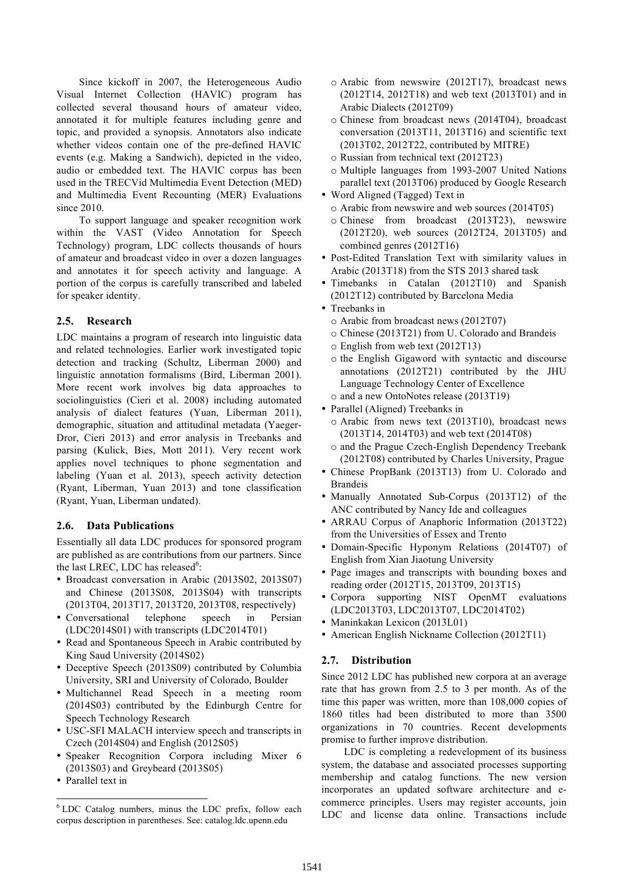Since kickoff in 2007, the Heterogeneous Audio Visual Internet Collection (HAVIC) program has collected several thousand hours of amateur video, annotated it for multiple features including genre and topic, and provided a synopsis. Annotators also indicate whether videos contain one of the pre-defined HAVIC events (e.g. Making a Sandwich), depicted in the video, audio or embedded text. The HAVIC corpus has been used in the TRECVid Multimedia Event Detection (MED) and Multimedia Event Recounting (MER) Evaluations since 2010.

To support language and speaker recognition work within the VAST (Video Annotation for Speech Technology) program, LDC collects thousands of hours of amateur and broadcast video in over a dozen languages and annotates it for speech activity and language. A portion of the corpus is carefully transcribed and labeled for speaker identity.

## 2.5. Research

LDC maintains a program of research into linguistic data and related technologies. Earlier work investigated topic detection and tracking (Schultz, Liberman 2000) and linguistic annotation formalisms (Bird, Liberman 2001). More recent work involves big data approaches to sociolinguistics (Cieri et al. 2008) including automated analysis of dialect features (Yuan, Liberman 2011), demographic, situation and attitudinal metadata (Yaeger-Dror, Cieri 2013) and error analysis in Treebanks and parsing (Kulick, Bies, Mott 2011). Very recent work applies novel techniques to phone segmentation and labeling (Yuan et al. 2013), speech activity detection (Ryant, Liberman, Yuan 2013) and tone classification (Ryant, Yuan, Liberman undated).

## 2.6. Data Publications

Essentially all data LDC produces for sponsored program are published as are contributions from our partners. Since the last LREC, LDC has released[6]:

- Broadcast conversation in Arabic (2013S02, 2013S07) and Chinese (2013S08, 2013S04) with transcripts (2013T04, 2013T17, 2013T20, 2013T08, respectively)
- Conversational telephone speech in Persian (LDC2014S01) with transcripts (LDC2014T01)
- Read and Spontaneous Speech in Arabic contributed by King Saud University (2014S02)
- Deceptive Speech (2013S09) contributed by Columbia University, SRI and University of Colorado, Boulder
- Multichannel Read Speech in a meeting room (2014S03) contributed by the Edinburgh Centre for Speech Technology Research
- USC-SFI MALACH interview speech and transcripts in Czech (2014S04) and English (2012S05)
- Speaker Recognition Corpora including Mixer 6 (2013S03) and Greybeard (2013S05)
- Parallel text in
  - Arabic from newswire (2012T17), broadcast news (2012T14, 2012T18) and web text (2013T01) and in Arabic Dialects (2012T09)
  - Chinese from broadcast news (2014T04), broadcast conversation (2013T11, 2013T16) and scientific text (2013T02, 2012T22, contributed by MITRE)
  - Russian from technical text (2012T23)
  - Multiple languages from 1993-2007 United Nations parallel text (2013T06) produced by Google Research
- Word Aligned (Tagged) Text in
  - Arabic from newswire and web sources (2014T05)
  - Chinese from broadcast (2013T23), newswire (2012T20), web sources (2012T24, 2013T05) and combined genres (2012T16)
- Post-Edited Translation Text with similarity values in Arabic (2013T18) from the STS 2013 shared task
- Timebanks in Catalan (2012T10) and Spanish (2012T12) contributed by Barcelona Media
- Treebanks in
  - Arabic from broadcast news (2012T07)
  - Chinese (2013T21) from U. Colorado and Brandeis
  - English from web text (2012T13)
  - the English Gigaword with syntactic and discourse annotations (2012T21) contributed by the JHU Language Technology Center of Excellence
  - and a new OntoNotes release (2013T19)
- Parallel (Aligned) Treebanks in
  - Arabic from news text (2013T10), broadcast news (2013T14, 2014T03) and web text (2014T08)
  - and the Prague Czech-English Dependency Treebank (2012T08) contributed by Charles University, Prague
- Chinese PropBank (2013T13) from U. Colorado and Brandeis
- Manually Annotated Sub-Corpus (2013T12) of the ANC contributed by Nancy Ide and colleagues
- ARRAU Corpus of Anaphoric Information (2013T22) from the Universities of Essex and Trento
- Domain-Specific Hyponym Relations (2014T07) of English from Xian Jiaotung University
- Page images and transcripts with bounding boxes and reading order (2012T15, 2013T09, 2013T15)
- Corpora supporting NIST OpenMT evaluations (LDC2013T03, LDC2013T07, LDC2014T02)
- Maninkakan Lexicon (2013L01)
- American English Nickname Collection (2012T11)

## 2.7. Distribution

Since 2012 LDC has published new corpora at an average rate that has grown from 2.5 to 3 per month. As of the time this paper was written, more than 108,000 copies of 1860 titles had been distributed to more than 3500 organizations in 70 countries. Recent developments promise to further improve distribution.

LDC is completing a redevelopment of its business system, the database and associated processes supporting membership and catalog functions. The new version incorporates an updated software architecture and e-commerce principles. Users may register accounts, join LDC and license data online. Transactions include

[6] LDC Catalog numbers, minus the LDC prefix, follow each corpus description in parentheses. See: catalog.ldc.upenn.edu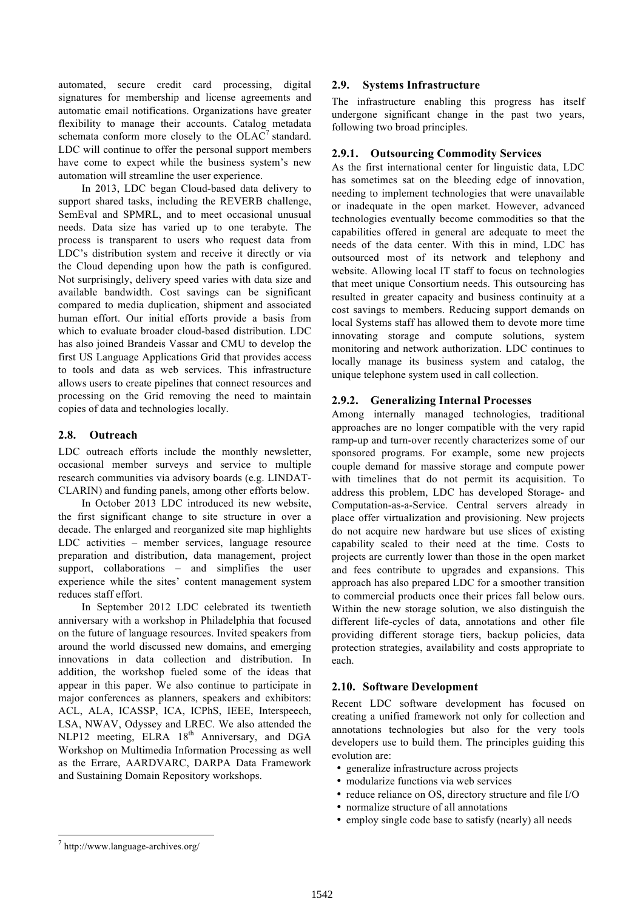automated, secure credit card processing, digital signatures for membership and license agreements and automatic email notifications. Organizations have greater flexibility to manage their accounts. Catalog metadata schemata conform more closely to the OLAC[7] standard. LDC will continue to offer the personal support members have come to expect while the business system's new automation will streamline the user experience.

In 2013, LDC began Cloud-based data delivery to support shared tasks, including the REVERB challenge, SemEval and SPMRL, and to meet occasional unusual needs. Data size has varied up to one terabyte. The process is transparent to users who request data from LDC's distribution system and receive it directly or via the Cloud depending upon how the path is configured. Not surprisingly, delivery speed varies with data size and available bandwidth. Cost savings can be significant compared to media duplication, shipment and associated human effort. Our initial efforts provide a basis from which to evaluate broader cloud-based distribution. LDC has also joined Brandeis Vassar and CMU to develop the first US Language Applications Grid that provides access to tools and data as web services. This infrastructure allows users to create pipelines that connect resources and processing on the Grid removing the need to maintain copies of data and technologies locally.

### 2.8. Outreach

LDC outreach efforts include the monthly newsletter, occasional member surveys and service to multiple research communities via advisory boards (e.g. LINDAT-CLARIN) and funding panels, among other efforts below.

In October 2013 LDC introduced its new website, the first significant change to site structure in over a decade. The enlarged and reorganized site map highlights LDC activities – member services, language resource preparation and distribution, data management, project support, collaborations – and simplifies the user experience while the sites' content management system reduces staff effort.

In September 2012 LDC celebrated its twentieth anniversary with a workshop in Philadelphia that focused on the future of language resources. Invited speakers from around the world discussed new domains, and emerging innovations in data collection and distribution. In addition, the workshop fueled some of the ideas that appear in this paper. We also continue to participate in major conferences as planners, speakers and exhibitors: ACL, ALA, ICASSP, ICA, ICPhS, IEEE, Interspeech, LSA, NWAV, Odyssey and LREC. We also attended the NLP12 meeting, ELRA 18th Anniversary, and DGA Workshop on Multimedia Information Processing as well as the Errare, AARDVARC, DARPA Data Framework and Sustaining Domain Repository workshops.

### 2.9. Systems Infrastructure

The infrastructure enabling this progress has itself undergone significant change in the past two years, following two broad principles.

#### 2.9.1. Outsourcing Commodity Services

As the first international center for linguistic data, LDC has sometimes sat on the bleeding edge of innovation, needing to implement technologies that were unavailable or inadequate in the open market. However, advanced technologies eventually become commodities so that the capabilities offered in general are adequate to meet the needs of the data center. With this in mind, LDC has outsourced most of its network and telephony and website. Allowing local IT staff to focus on technologies that meet unique Consortium needs. This outsourcing has resulted in greater capacity and business continuity at a cost savings to members. Reducing support demands on local Systems staff has allowed them to devote more time innovating storage and compute solutions, system monitoring and network authorization. LDC continues to locally manage its business system and catalog, the unique telephone system used in call collection.

#### 2.9.2. Generalizing Internal Processes

Among internally managed technologies, traditional approaches are no longer compatible with the very rapid ramp-up and turn-over recently characterizes some of our sponsored programs. For example, some new projects couple demand for massive storage and compute power with timelines that do not permit its acquisition. To address this problem, LDC has developed Storage- and Computation-as-a-Service. Central servers already in place offer virtualization and provisioning. New projects do not acquire new hardware but use slices of existing capability scaled to their need at the time. Costs to projects are currently lower than those in the open market and fees contribute to upgrades and expansions. This approach has also prepared LDC for a smoother transition to commercial products once their prices fall below ours. Within the new storage solution, we also distinguish the different life-cycles of data, annotations and other file providing different storage tiers, backup policies, data protection strategies, availability and costs appropriate to each.

### 2.10. Software Development

Recent LDC software development has focused on creating a unified framework not only for collection and annotations technologies but also for the very tools developers use to build them. The principles guiding this evolution are:

- generalize infrastructure across projects
- modularize functions via web services
- reduce reliance on OS, directory structure and file I/O
- normalize structure of all annotations
- employ single code base to satisfy (nearly) all needs

---

[7] http://www.language-archives.org/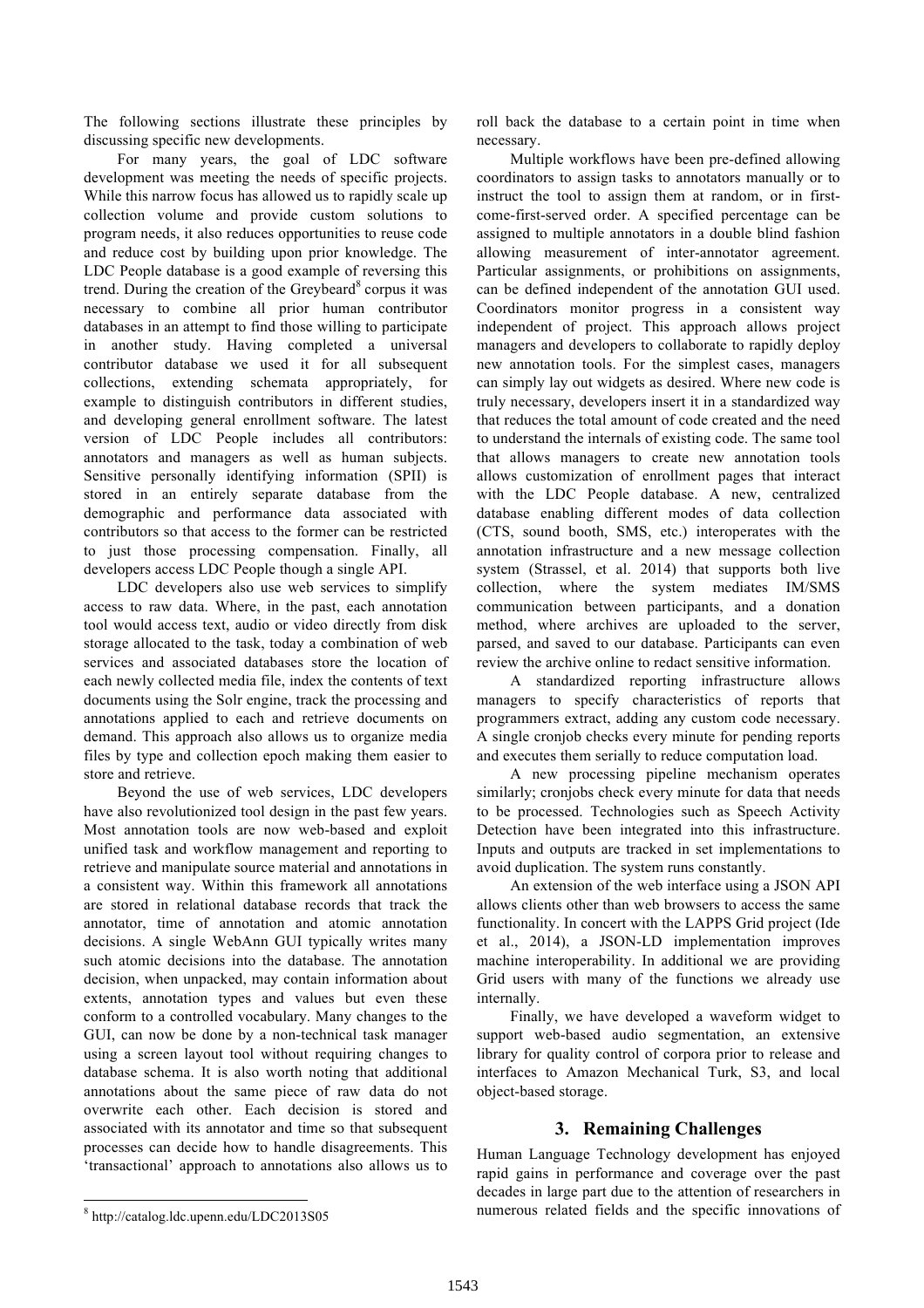The following sections illustrate these principles by discussing specific new developments.

For many years, the goal of LDC software development was meeting the needs of specific projects. While this narrow focus has allowed us to rapidly scale up collection volume and provide custom solutions to program needs, it also reduces opportunities to reuse code and reduce cost by building upon prior knowledge. The LDC People database is a good example of reversing this trend. During the creation of the Greybeard[8] corpus it was necessary to combine all prior human contributor databases in an attempt to find those willing to participate in another study. Having completed a universal contributor database we used it for all subsequent collections, extending schemata appropriately, for example to distinguish contributors in different studies, and developing general enrollment software. The latest version of LDC People includes all contributors: annotators and managers as well as human subjects. Sensitive personally identifying information (SPII) is stored in an entirely separate database from the demographic and performance data associated with contributors so that access to the former can be restricted to just those processing compensation. Finally, all developers access LDC People though a single API.

LDC developers also use web services to simplify access to raw data. Where, in the past, each annotation tool would access text, audio or video directly from disk storage allocated to the task, today a combination of web services and associated databases store the location of each newly collected media file, index the contents of text documents using the Solr engine, track the processing and annotations applied to each and retrieve documents on demand. This approach also allows us to organize media files by type and collection epoch making them easier to store and retrieve.

Beyond the use of web services, LDC developers have also revolutionized tool design in the past few years. Most annotation tools are now web-based and exploit unified task and workflow management and reporting to retrieve and manipulate source material and annotations in a consistent way. Within this framework all annotations are stored in relational database records that track the annotator, time of annotation and atomic annotation decisions. A single WebAnn GUI typically writes many such atomic decisions into the database. The annotation decision, when unpacked, may contain information about extents, annotation types and values but even these conform to a controlled vocabulary. Many changes to the GUI, can now be done by a non-technical task manager using a screen layout tool without requiring changes to database schema. It is also worth noting that additional annotations about the same piece of raw data do not overwrite each other. Each decision is stored and associated with its annotator and time so that subsequent processes can decide how to handle disagreements. This 'transactional' approach to annotations also allows us to roll back the database to a certain point in time when necessary.

Multiple workflows have been pre-defined allowing coordinators to assign tasks to annotators manually or to instruct the tool to assign them at random, or in first-come-first-served order. A specified percentage can be assigned to multiple annotators in a double blind fashion allowing measurement of inter-annotator agreement. Particular assignments, or prohibitions on assignments, can be defined independent of the annotation GUI used. Coordinators monitor progress in a consistent way independent of project. This approach allows project managers and developers to collaborate to rapidly deploy new annotation tools. For the simplest cases, managers can simply lay out widgets as desired. Where new code is truly necessary, developers insert it in a standardized way that reduces the total amount of code created and the need to understand the internals of existing code. The same tool that allows managers to create new annotation tools allows customization of enrollment pages that interact with the LDC People database. A new, centralized database enabling different modes of data collection (CTS, sound booth, SMS, etc.) interoperates with the annotation infrastructure and a new message collection system (Strassel, et al. 2014) that supports both live collection, where the system mediates IM/SMS communication between participants, and a donation method, where archives are uploaded to the server, parsed, and saved to our database. Participants can even review the archive online to redact sensitive information.

A standardized reporting infrastructure allows managers to specify characteristics of reports that programmers extract, adding any custom code necessary. A single cronjob checks every minute for pending reports and executes them serially to reduce computation load.

A new processing pipeline mechanism operates similarly; cronjobs check every minute for data that needs to be processed. Technologies such as Speech Activity Detection have been integrated into this infrastructure. Inputs and outputs are tracked in set implementations to avoid duplication. The system runs constantly.

An extension of the web interface using a JSON API allows clients other than web browsers to access the same functionality. In concert with the LAPPS Grid project (Ide et al., 2014), a JSON-LD implementation improves machine interoperability. In additional we are providing Grid users with many of the functions we already use internally.

Finally, we have developed a waveform widget to support web-based audio segmentation, an extensive library for quality control of corpora prior to release and interfaces to Amazon Mechanical Turk, S3, and local object-based storage.

## 3. Remaining Challenges

Human Language Technology development has enjoyed rapid gains in performance and coverage over the past decades in large part due to the attention of researchers in numerous related fields and the specific innovations of

[8] http://catalog.ldc.upenn.edu/LDC2013S05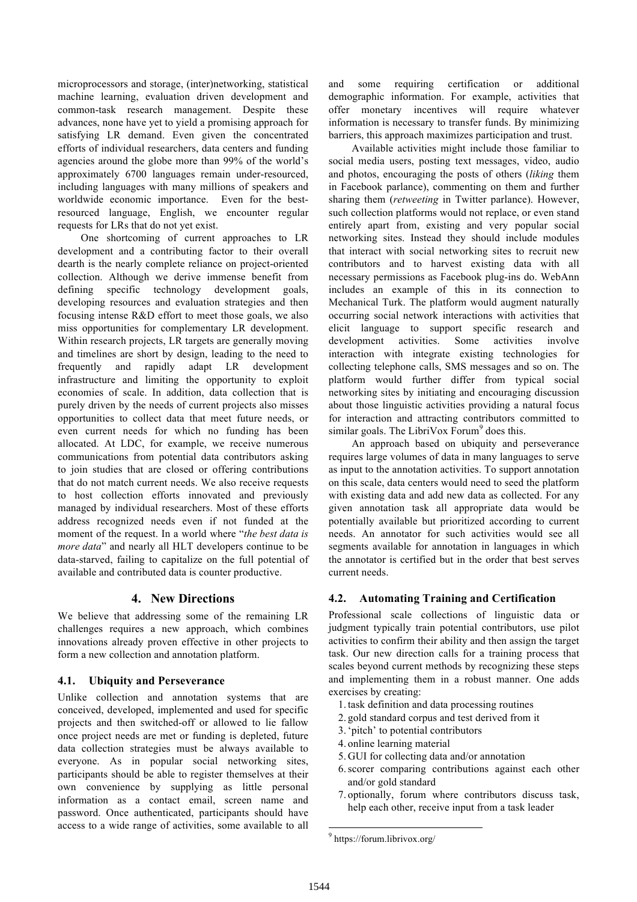microprocessors and storage, (inter)networking, statistical machine learning, evaluation driven development and common-task research management. Despite these advances, none have yet to yield a promising approach for satisfying LR demand. Even given the concentrated efforts of individual researchers, data centers and funding agencies around the globe more than 99% of the world's approximately 6700 languages remain under-resourced, including languages with many millions of speakers and worldwide economic importance. Even for the best-resourced language, English, we encounter regular requests for LRs that do not yet exist.

One shortcoming of current approaches to LR development and a contributing factor to their overall dearth is the nearly complete reliance on project-oriented collection. Although we derive immense benefit from defining specific technology development goals, developing resources and evaluation strategies and then focusing intense R&D effort to meet those goals, we also miss opportunities for complementary LR development. Within research projects, LR targets are generally moving and timelines are short by design, leading to the need to frequently and rapidly adapt LR development infrastructure and limiting the opportunity to exploit economies of scale. In addition, data collection that is purely driven by the needs of current projects also misses opportunities to collect data that meet future needs, or even current needs for which no funding has been allocated. At LDC, for example, we receive numerous communications from potential data contributors asking to join studies that are closed or offering contributions that do not match current needs. We also receive requests to host collection efforts innovated and previously managed by individual researchers. Most of these efforts address recognized needs even if not funded at the moment of the request. In a world where "*the best data is more data*" and nearly all HLT developers continue to be data-starved, failing to capitalize on the full potential of available and contributed data is counter productive.

## 4. New Directions

We believe that addressing some of the remaining LR challenges requires a new approach, which combines innovations already proven effective in other projects to form a new collection and annotation platform.

### 4.1. Ubiquity and Perseverance

Unlike collection and annotation systems that are conceived, developed, implemented and used for specific projects and then switched-off or allowed to lie fallow once project needs are met or funding is depleted, future data collection strategies must be always available to everyone. As in popular social networking sites, participants should be able to register themselves at their own convenience by supplying as little personal information as a contact email, screen name and password. Once authenticated, participants should have access to a wide range of activities, some available to all and some requiring certification or additional demographic information. For example, activities that offer monetary incentives will require whatever information is necessary to transfer funds. By minimizing barriers, this approach maximizes participation and trust.

Available activities might include those familiar to social media users, posting text messages, video, audio and photos, encouraging the posts of others (*liking* them in Facebook parlance), commenting on them and further sharing them (*retweeting* in Twitter parlance). However, such collection platforms would not replace, or even stand entirely apart from, existing and very popular social networking sites. Instead they should include modules that interact with social networking sites to recruit new contributors and to harvest existing data with all necessary permissions as Facebook plug-ins do. WebAnn includes an example of this in its connection to Mechanical Turk. The platform would augment naturally occurring social network interactions with activities that elicit language to support specific research and development activities. Some activities involve interaction with integrate existing technologies for collecting telephone calls, SMS messages and so on. The platform would further differ from typical social networking sites by initiating and encouraging discussion about those linguistic activities providing a natural focus for interaction and attracting contributors committed to similar goals. The LibriVox Forum[9] does this.

An approach based on ubiquity and perseverance requires large volumes of data in many languages to serve as input to the annotation activities. To support annotation on this scale, data centers would need to seed the platform with existing data and add new data as collected. For any given annotation task all appropriate data would be potentially available but prioritized according to current needs. An annotator for such activities would see all segments available for annotation in languages in which the annotator is certified but in the order that best serves current needs.

### 4.2. Automating Training and Certification

Professional scale collections of linguistic data or judgment typically train potential contributors, use pilot activities to confirm their ability and then assign the target task. Our new direction calls for a training process that scales beyond current methods by recognizing these steps and implementing them in a robust manner. One adds exercises by creating:

1. task definition and data processing routines
2. gold standard corpus and test derived from it
3. 'pitch' to potential contributors
4. online learning material
5. GUI for collecting data and/or annotation
6. scorer comparing contributions against each other and/or gold standard
7. optionally, forum where contributors discuss task, help each other, receive input from a task leader

[9] https://forum.librivox.org/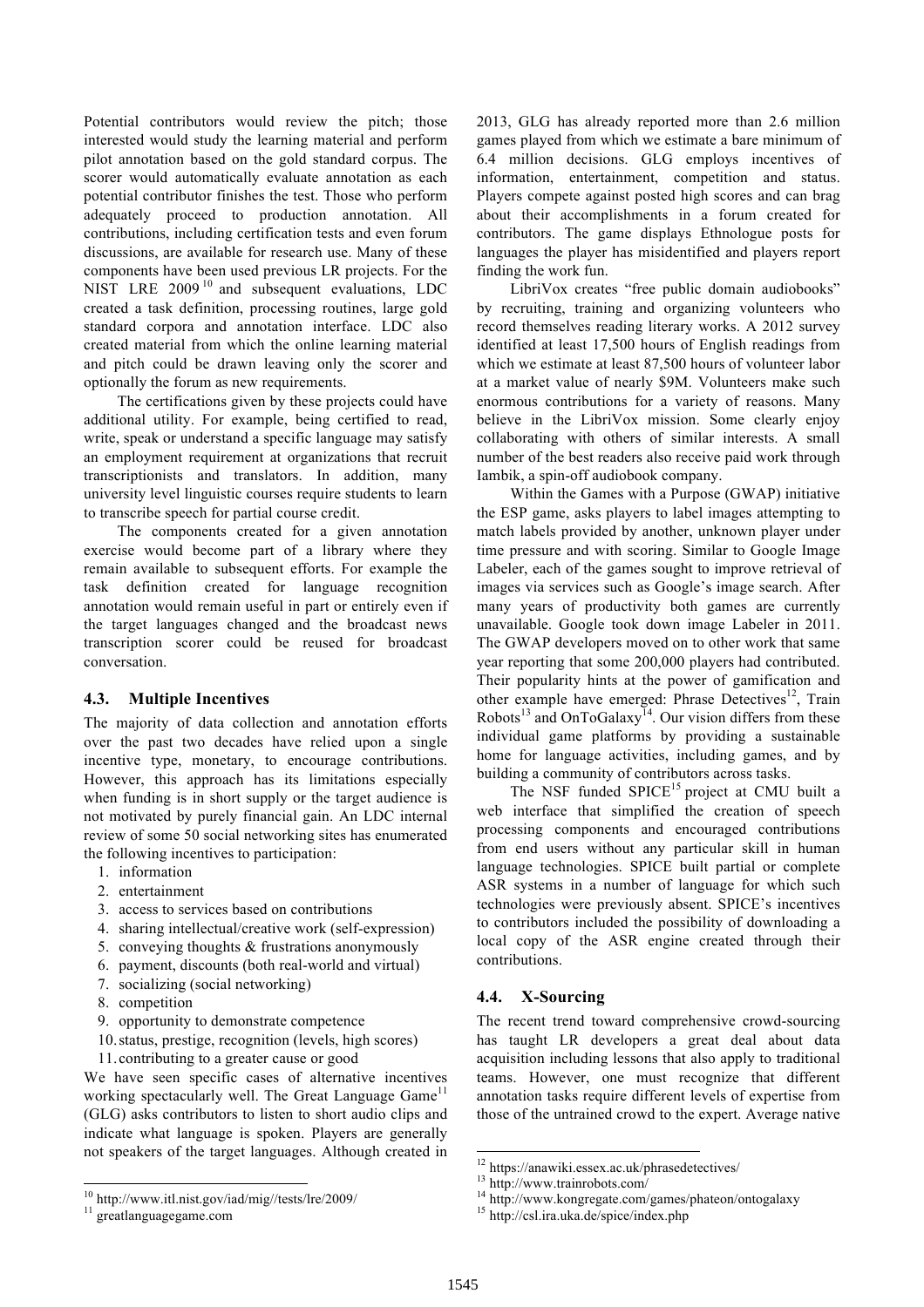Potential contributors would review the pitch; those interested would study the learning material and perform pilot annotation based on the gold standard corpus. The scorer would automatically evaluate annotation as each potential contributor finishes the test. Those who perform adequately proceed to production annotation. All contributions, including certification tests and even forum discussions, are available for research use. Many of these components have been used previous LR projects. For the NIST LRE 2009[10] and subsequent evaluations, LDC created a task definition, processing routines, large gold standard corpora and annotation interface. LDC also created material from which the online learning material and pitch could be drawn leaving only the scorer and optionally the forum as new requirements.

The certifications given by these projects could have additional utility. For example, being certified to read, write, speak or understand a specific language may satisfy an employment requirement at organizations that recruit transcriptionists and translators. In addition, many university level linguistic courses require students to learn to transcribe speech for partial course credit.

The components created for a given annotation exercise would become part of a library where they remain available to subsequent efforts. For example the task definition created for language recognition annotation would remain useful in part or entirely even if the target languages changed and the broadcast news transcription scorer could be reused for broadcast conversation.

### 4.3. Multiple Incentives

The majority of data collection and annotation efforts over the past two decades have relied upon a single incentive type, monetary, to encourage contributions. However, this approach has its limitations especially when funding is in short supply or the target audience is not motivated by purely financial gain. An LDC internal review of some 50 social networking sites has enumerated the following incentives to participation:

1. information
2. entertainment
3. access to services based on contributions
4. sharing intellectual/creative work (self-expression)
5. conveying thoughts & frustrations anonymously
6. payment, discounts (both real-world and virtual)
7. socializing (social networking)
8. competition
9. opportunity to demonstrate competence
10. status, prestige, recognition (levels, high scores)
11. contributing to a greater cause or good

We have seen specific cases of alternative incentives working spectacularly well. The Great Language Game[11] (GLG) asks contributors to listen to short audio clips and indicate what language is spoken. Players are generally not speakers of the target languages. Although created in 2013, GLG has already reported more than 2.6 million games played from which we estimate a bare minimum of 6.4 million decisions. GLG employs incentives of information, entertainment, competition and status. Players compete against posted high scores and can brag about their accomplishments in a forum created for contributors. The game displays Ethnologue posts for languages the player has misidentified and players report finding the work fun.

LibriVox creates "free public domain audiobooks" by recruiting, training and organizing volunteers who record themselves reading literary works. A 2012 survey identified at least 17,500 hours of English readings from which we estimate at least 87,500 hours of volunteer labor at a market value of nearly \$9M. Volunteers make such enormous contributions for a variety of reasons. Many believe in the LibriVox mission. Some clearly enjoy collaborating with others of similar interests. A small number of the best readers also receive paid work through Iambik, a spin-off audiobook company.

Within the Games with a Purpose (GWAP) initiative the ESP game, asks players to label images attempting to match labels provided by another, unknown player under time pressure and with scoring. Similar to Google Image Labeler, each of the games sought to improve retrieval of images via services such as Google's image search. After many years of productivity both games are currently unavailable. Google took down image Labeler in 2011. The GWAP developers moved on to other work that same year reporting that some 200,000 players had contributed. Their popularity hints at the power of gamification and other example have emerged: Phrase Detectives[12], Train Robots[13] and OnToGalaxy[14]. Our vision differs from these individual game platforms by providing a sustainable home for language activities, including games, and by building a community of contributors across tasks.

The NSF funded SPICE[15] project at CMU built a web interface that simplified the creation of speech processing components and encouraged contributions from end users without any particular skill in human language technologies. SPICE built partial or complete ASR systems in a number of language for which such technologies were previously absent. SPICE's incentives to contributors included the possibility of downloading a local copy of the ASR engine created through their contributions.

### 4.4. X-Sourcing

The recent trend toward comprehensive crowd-sourcing has taught LR developers a great deal about data acquisition including lessons that also apply to traditional teams. However, one must recognize that different annotation tasks require different levels of expertise from those of the untrained crowd to the expert. Average native

[10] http://www.itl.nist.gov/iad/mig//tests/lre/2009/

[11] greatlanguagegame.com

[12] https://anawiki.essex.ac.uk/phrasedetectives/

[13] http://www.trainrobots.com/

[14] http://www.kongregate.com/games/phateon/ontogalaxy

[15] http://csl.ira.uka.de/spice/index.php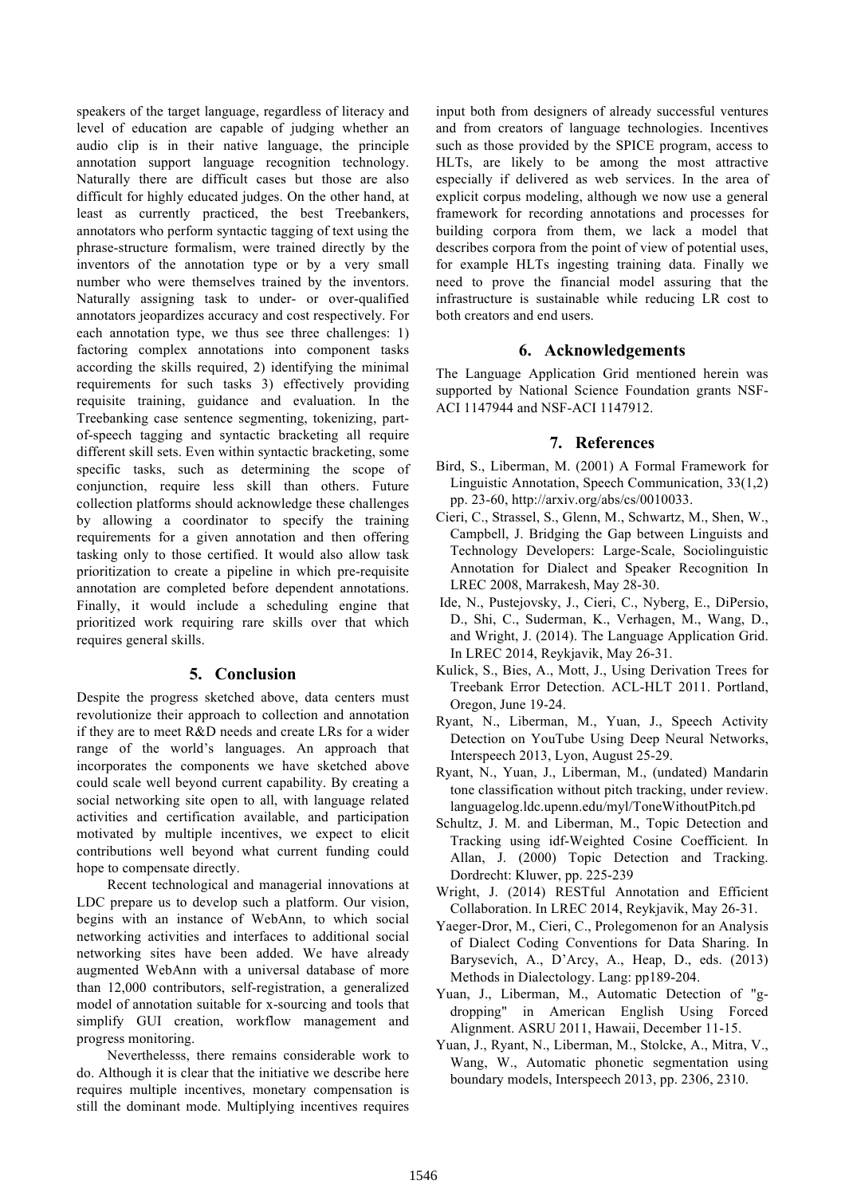speakers of the target language, regardless of literacy and level of education are capable of judging whether an audio clip is in their native language, the principle annotation support language recognition technology. Naturally there are difficult cases but those are also difficult for highly educated judges. On the other hand, at least as currently practiced, the best Treebankers, annotators who perform syntactic tagging of text using the phrase-structure formalism, were trained directly by the inventors of the annotation type or by a very small number who were themselves trained by the inventors. Naturally assigning task to under- or over-qualified annotators jeopardizes accuracy and cost respectively. For each annotation type, we thus see three challenges: 1) factoring complex annotations into component tasks according the skills required, 2) identifying the minimal requirements for such tasks 3) effectively providing requisite training, guidance and evaluation. In the Treebanking case sentence segmenting, tokenizing, part-of-speech tagging and syntactic bracketing all require different skill sets. Even within syntactic bracketing, some specific tasks, such as determining the scope of conjunction, require less skill than others. Future collection platforms should acknowledge these challenges by allowing a coordinator to specify the training requirements for a given annotation and then offering tasking only to those certified. It would also allow task prioritization to create a pipeline in which pre-requisite annotation are completed before dependent annotations. Finally, it would include a scheduling engine that prioritized work requiring rare skills over that which requires general skills.

## 5. Conclusion

Despite the progress sketched above, data centers must revolutionize their approach to collection and annotation if they are to meet R&D needs and create LRs for a wider range of the world's languages. An approach that incorporates the components we have sketched above could scale well beyond current capability. By creating a social networking site open to all, with language related activities and certification available, and participation motivated by multiple incentives, we expect to elicit contributions well beyond what current funding could hope to compensate directly.

Recent technological and managerial innovations at LDC prepare us to develop such a platform. Our vision, begins with an instance of WebAnn, to which social networking activities and interfaces to additional social networking sites have been added. We have already augmented WebAnn with a universal database of more than 12,000 contributors, self-registration, a generalized model of annotation suitable for x-sourcing and tools that simplify GUI creation, workflow management and progress monitoring.

Neverthelesss, there remains considerable work to do. Although it is clear that the initiative we describe here requires multiple incentives, monetary compensation is still the dominant mode. Multiplying incentives requires input both from designers of already successful ventures and from creators of language technologies. Incentives such as those provided by the SPICE program, access to HLTs, are likely to be among the most attractive especially if delivered as web services. In the area of explicit corpus modeling, although we now use a general framework for recording annotations and processes for building corpora from them, we lack a model that describes corpora from the point of view of potential uses, for example HLTs ingesting training data. Finally we need to prove the financial model assuring that the infrastructure is sustainable while reducing LR cost to both creators and end users.

## 6. Acknowledgements

The Language Application Grid mentioned herein was supported by National Science Foundation grants NSF-ACI 1147944 and NSF-ACI 1147912.

## 7. References

Bird, S., Liberman, M. (2001) A Formal Framework for Linguistic Annotation, Speech Communication, 33(1,2) pp. 23-60, http://arxiv.org/abs/cs/0010033.

Cieri, C., Strassel, S., Glenn, M., Schwartz, M., Shen, W., Campbell, J. Bridging the Gap between Linguists and Technology Developers: Large-Scale, Sociolinguistic Annotation for Dialect and Speaker Recognition In LREC 2008, Marrakesh, May 28-30.

Ide, N., Pustejovsky, J., Cieri, C., Nyberg, E., DiPersio, D., Shi, C., Suderman, K., Verhagen, M., Wang, D., and Wright, J. (2014). The Language Application Grid. In LREC 2014, Reykjavik, May 26-31.

Kulick, S., Bies, A., Mott, J., Using Derivation Trees for Treebank Error Detection. ACL-HLT 2011. Portland, Oregon, June 19-24.

Ryant, N., Liberman, M., Yuan, J., Speech Activity Detection on YouTube Using Deep Neural Networks, Interspeech 2013, Lyon, August 25-29.

Ryant, N., Yuan, J., Liberman, M., (undated) Mandarin tone classification without pitch tracking, under review. languagelog.ldc.upenn.edu/myl/ToneWithoutPitch.pd

Schultz, J. M. and Liberman, M., Topic Detection and Tracking using idf-Weighted Cosine Coefficient. In Allan, J. (2000) Topic Detection and Tracking. Dordrecht: Kluwer, pp. 225-239

Wright, J. (2014) RESTful Annotation and Efficient Collaboration. In LREC 2014, Reykjavik, May 26-31.

Yaeger-Dror, M., Cieri, C., Prolegomenon for an Analysis of Dialect Coding Conventions for Data Sharing. In Barysevich, A., D'Arcy, A., Heap, D., eds. (2013) Methods in Dialectology. Lang: pp189-204.

Yuan, J., Liberman, M., Automatic Detection of "g-dropping" in American English Using Forced Alignment. ASRU 2011, Hawaii, December 11-15.

Yuan, J., Ryant, N., Liberman, M., Stolcke, A., Mitra, V., Wang, W., Automatic phonetic segmentation using boundary models, Interspeech 2013, pp. 2306, 2310.